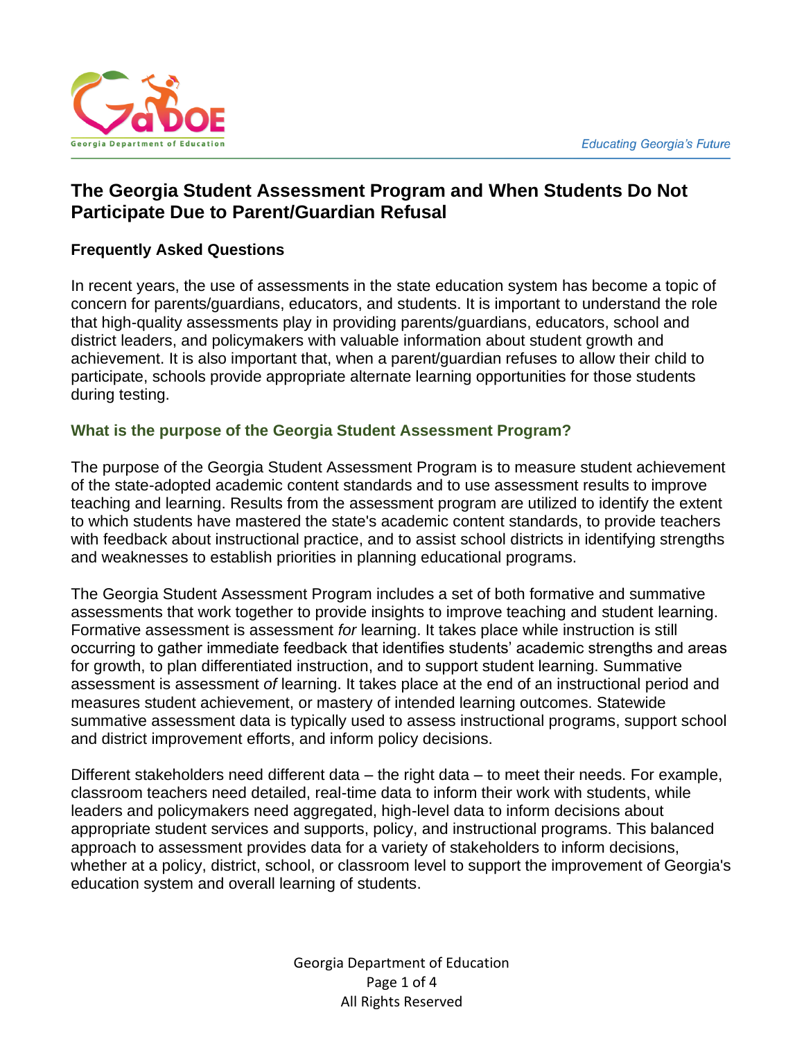# The Georgia Student Assessment Program and When Students Do Not Participate Due to Parent/Guardian Refusal

## Frequently Asked Questions

In recent years, the use of assessments in the state education system has become a topic of concern for parents/guardians, educators, and students. It is important to understand the role that high-quality assessments play in providing parents/guardians, educators, school and district leaders, and policymakers with valuable information about student growth and achievement. It is also important that, when a parent/guardian refuses to allow their child to participate, schools provide appropriate alternate learning opportunities for those students during testing.

### What is the purpose of the Georgia Student Assessment Program?

The purpose of the Georgia Student Assessment Program is to measure student achievement of the state-adopted academic content standards and to use assessment results to improve teaching and learning. Results from the assessment program are utilized to identify the extent to which students have mastered the state's academic content standards, to provide teachers with feedback about instructional practice, and to assist school districts in identifying strengths and weaknesses to establish priorities in planning educational programs.

The Georgia Student Assessment Program includes a set of both formative and summative assessments that work together to provide insights to improve teaching and student learning. Formative assessment is assessment *for* learning. It takes place while instruction is still occurring to gather immediate feedback that identifies students' academic strengths and areas for growth, to plan differentiated instruction, and to support student learning. Summative assessment is assessment *of* learning. It takes place at the end of an instructional period and measures student achievement, or mastery of intended learning outcomes. Statewide summative assessment data is typically used to assess instructional programs, support school and district improvement efforts, and inform policy decisions.

Different stakeholders need different data – the right data – to meet their needs. For example, classroom teachers need detailed, real-time data to inform their work with students, while leaders and policymakers need aggregated, high-level data to inform decisions about appropriate student services and supports, policy, and instructional programs. This balanced approach to assessment provides data for a variety of stakeholders to inform decisions, whether at a policy, district, school, or classroom level to support the improvement of Georgia's education system and overall learning of students.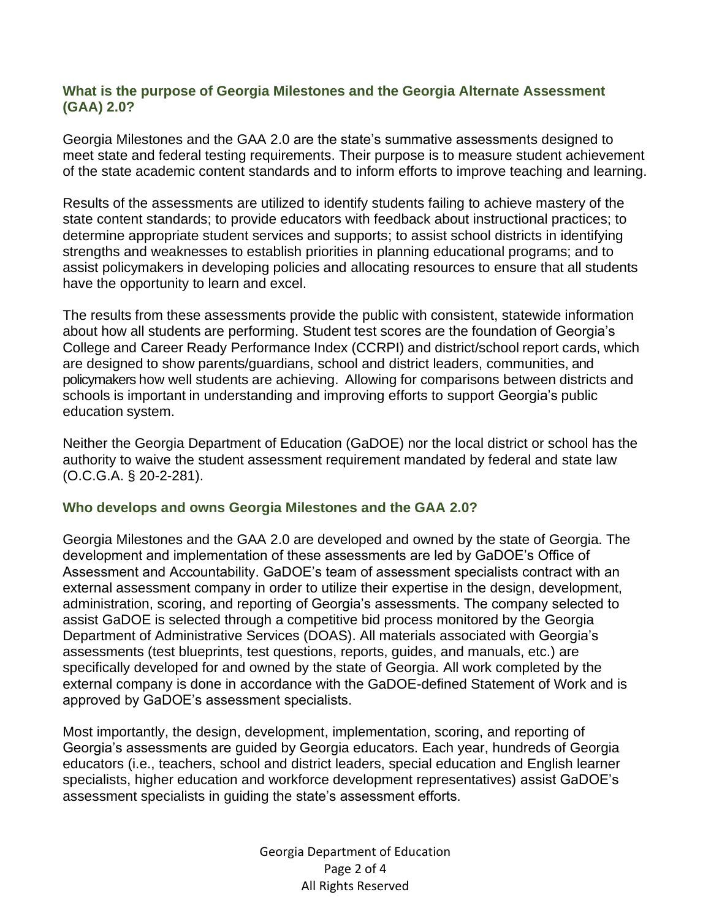## What is the purpose of Georgia Milestones and the Georgia Alternate Assessment (GAA) 2.0?

Georgia Milestones and the GAA 2.0 are the state's summative assessments designed to meet state and federal testing requirements. Their purpose is to measure student achievement of the state academic content standards and to inform efforts to improve teaching and learning.

Results of the assessments are utilized to identify students failing to achieve mastery of the state content standards; to provide educators with feedback about instructional practices; to determine appropriate student services and supports; to assist school districts in identifying strengths and weaknesses to establish priorities in planning educational programs; and to assist policymakers in developing policies and allocating resources to ensure that all students have the opportunity to learn and excel.

The results from these assessments provide the public with consistent, statewide information about how all students are performing. Student test scores are the foundation of Georgia's College and Career Ready Performance Index (CCRPI) and district/school report cards, which are designed to show parents/guardians, school and district leaders, communities, and policymakers how well students are achieving. Allowing for comparisons between districts and schools is important in understanding and improving efforts to support Georgia's public education system.

Neither the Georgia Department of Education (GaDOE) nor the local district or school has the authority to waive the student assessment requirement mandated by federal and state law (O.C.G.A. § 20-2-281).

## Who develops and owns Georgia Milestones and the GAA 2.0?

Georgia Milestones and the GAA 2.0 are developed and owned by the state of Georgia. The development and implementation of these assessments are led by GaDOE's Office of Assessment and Accountability. GaDOE's team of assessment specialists contract with an external assessment company in order to utilize their expertise in the design, development, administration, scoring, and reporting of Georgia's assessments. The company selected to assist GaDOE is selected through a competitive bid process monitored by the Georgia Department of Administrative Services (DOAS). All materials associated with Georgia's assessments (test blueprints, test questions, reports, guides, and manuals, etc.) are specifically developed for and owned by the state of Georgia. All work completed by the external company is done in accordance with the GaDOE-defined Statement of Work and is approved by GaDOE's assessment specialists.

Most importantly, the design, development, implementation, scoring, and reporting of Georgia's assessments are guided by Georgia educators. Each year, hundreds of Georgia educators (i.e., teachers, school and district leaders, special education and English learner specialists, higher education and workforce development representatives) assist GaDOE's assessment specialists in guiding the state's assessment efforts.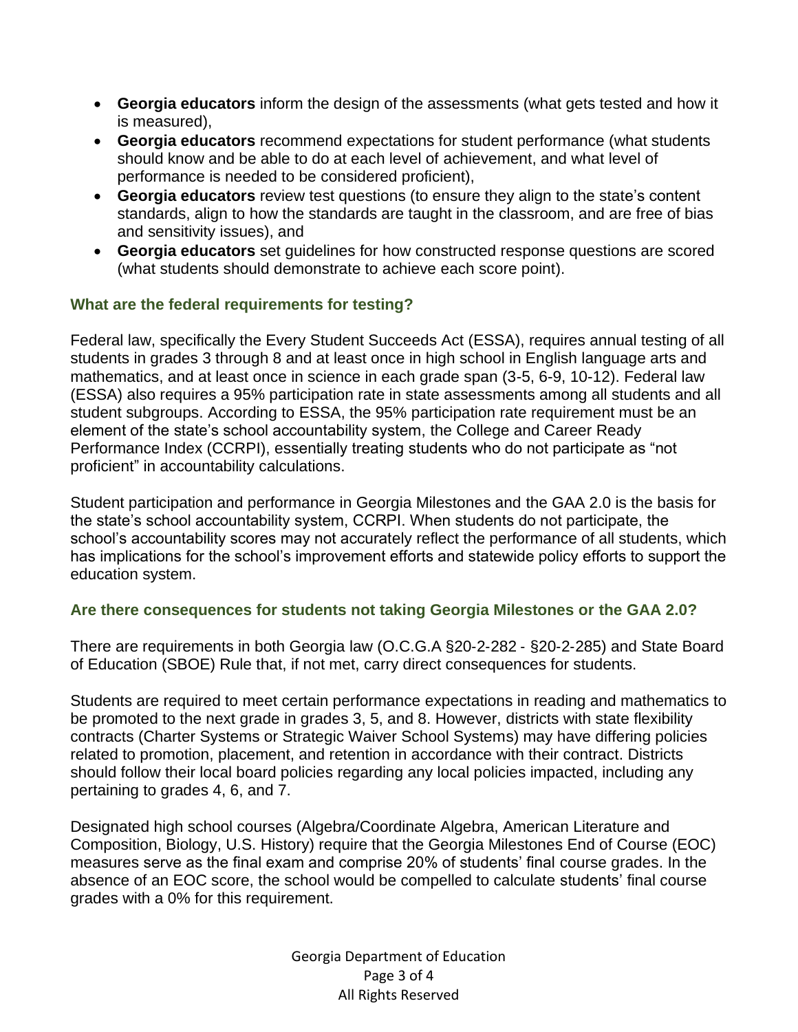- **Georgia educators** inform the design of the assessments (what gets tested and how it is measured),
- **Georgia educators** recommend expectations for student performance (what students should know and be able to do at each level of achievement, and what level of performance is needed to be considered proficient),
- **Georgia educators** review test questions (to ensure they align to the state's content standards, align to how the standards are taught in the classroom, and are free of bias and sensitivity issues), and
- **Georgia educators** set guidelines for how constructed response questions are scored (what students should demonstrate to achieve each score point).

### What are the federal requirements for testing?

Federal law, specifically the Every Student Succeeds Act (ESSA), requires annual testing of all students in grades 3 through 8 and at least once in high school in English language arts and mathematics, and at least once in science in each grade span (3-5, 6-9, 10-12). Federal law (ESSA) also requires a 95% participation rate in state assessments among all students and all student subgroups. According to ESSA, the 95% participation rate requirement must be an element of the state's school accountability system, the College and Career Ready Performance Index (CCRPI), essentially treating students who do not participate as "not proficient" in accountability calculations.

Student participation and performance in Georgia Milestones and the GAA 2.0 is the basis for the state's school accountability system, CCRPI. When students do not participate, the school's accountability scores may not accurately reflect the performance of all students, which has implications for the school's improvement efforts and statewide policy efforts to support the education system.

### Are there consequences for students not taking Georgia Milestones or the GAA 2.0?

There are requirements in both Georgia law (O.C.G.A §20-2-282 - §20-2-285) and State Board of Education (SBOE) Rule that, if not met, carry direct consequences for students.

Students are required to meet certain performance expectations in reading and mathematics to be promoted to the next grade in grades 3, 5, and 8. However, districts with state flexibility contracts (Charter Systems or Strategic Waiver School Systems) may have differing policies related to promotion, placement, and retention in accordance with their contract. Districts should follow their local board policies regarding any local policies impacted, including any pertaining to grades 4, 6, and 7.

Designated high school courses (Algebra/Coordinate Algebra, American Literature and Composition, Biology, U.S. History) require that the Georgia Milestones End of Course (EOC) measures serve as the final exam and comprise 20% of students' final course grades. In the absence of an EOC score, the school would be compelled to calculate students' final course grades with a 0% for this requirement.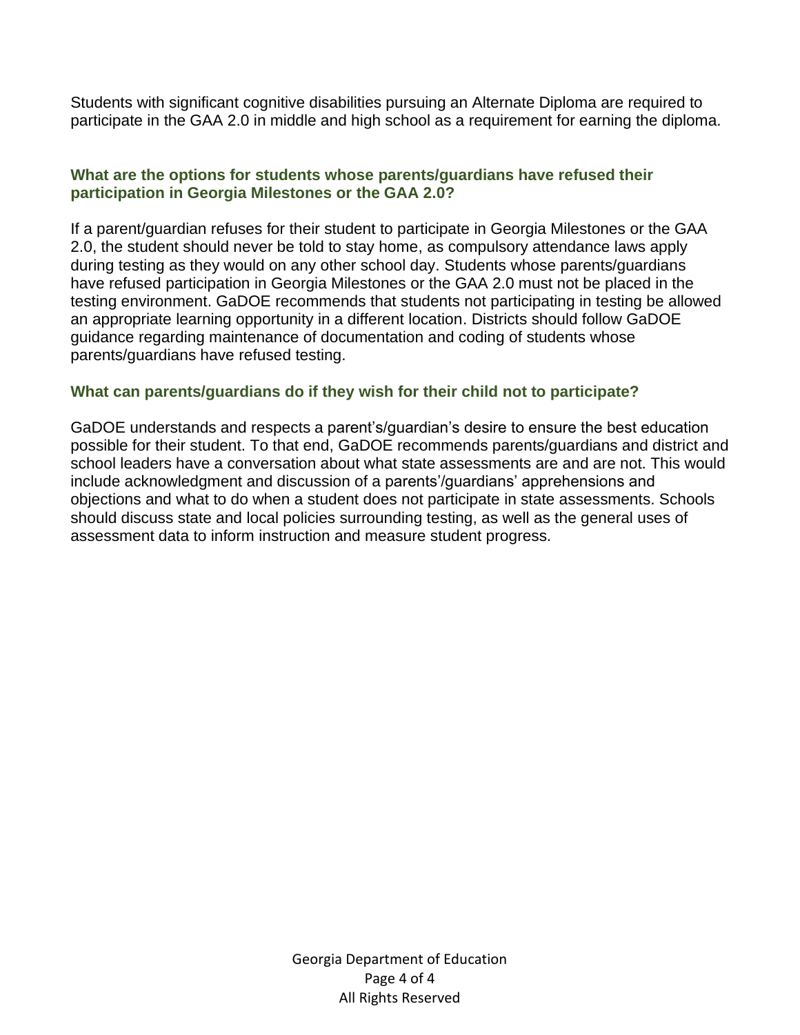Students with significant cognitive disabilities pursuing an Alternate Diploma are required to participate in the GAA 2.0 in middle and high school as a requirement for earning the diploma.

### What are the options for students whose parents/guardians have refused their participation in Georgia Milestones or the GAA 2.0?

If a parent/guardian refuses for their student to participate in Georgia Milestones or the GAA 2.0, the student should never be told to stay home, as compulsory attendance laws apply during testing as they would on any other school day. Students whose parents/guardians have refused participation in Georgia Milestones or the GAA 2.0 must not be placed in the testing environment. GaDOE recommends that students not participating in testing be allowed an appropriate learning opportunity in a different location. Districts should follow GaDOE guidance regarding maintenance of documentation and coding of students whose parents/guardians have refused testing.

### What can parents/guardians do if they wish for their child not to participate?

GaDOE understands and respects a parent's/guardian's desire to ensure the best education possible for their student. To that end, GaDOE recommends parents/guardians and district and school leaders have a conversation about what state assessments are and are not. This would include acknowledgment and discussion of a parents'/guardians' apprehensions and objections and what to do when a student does not participate in state assessments. Schools should discuss state and local policies surrounding testing, as well as the general uses of assessment data to inform instruction and measure student progress.